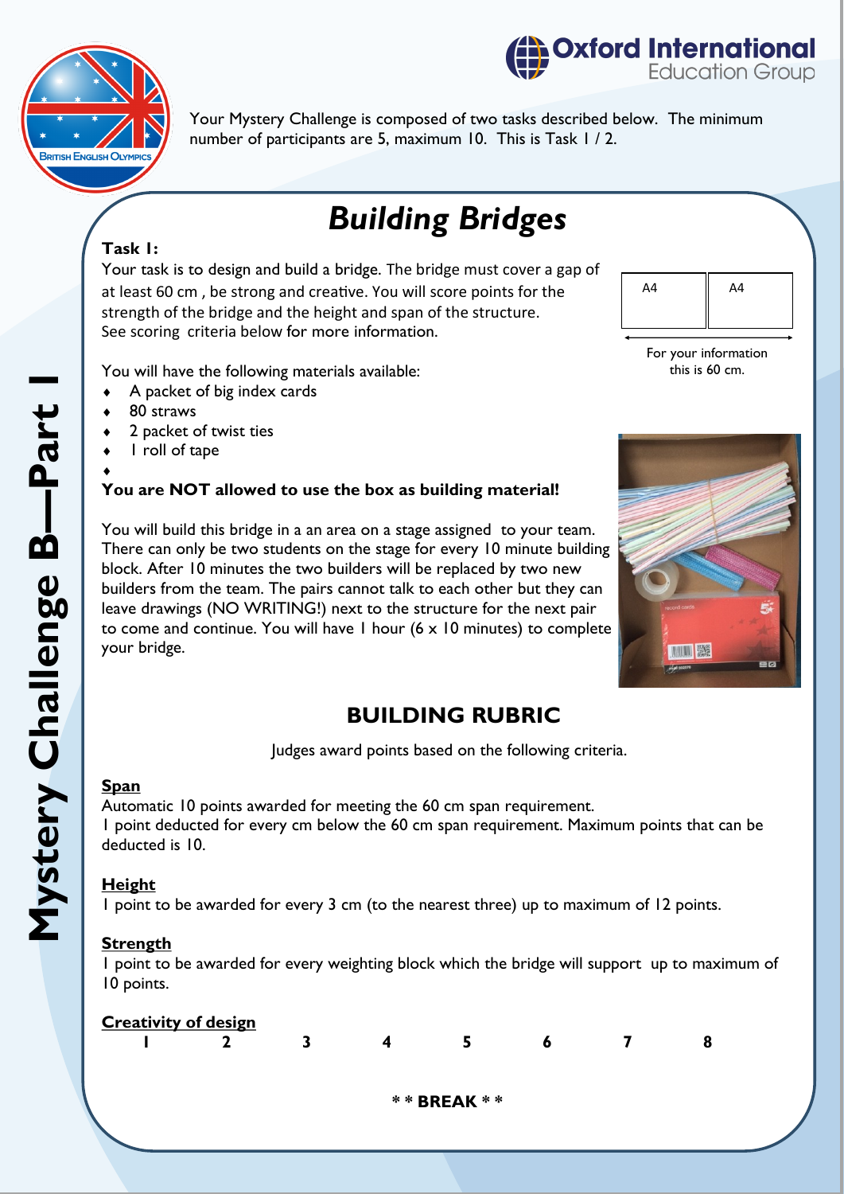Your Mystery Challenge is composed of two tasks described below. The minimum number of participants are 5, maximum 10. This is Task 1 / 2.

Mystery Challenge B—Part 1

# *Building Bridges*

**Task 1:**

Your task is to design and build a bridge. The bridge must cover a gap of at least 60 cm , be strong and creative. You will score points for the strength of the bridge and the height and span of the structure. See scoring criteria below for more information.

| A4 | A4 |
|---|---|

For your information this is 60 cm.

You will have the following materials available:

- A packet of big index cards
- 80 straws
- 2 packet of twist ties
- 1 roll of tape

**You are NOT allowed to use the box as building material!**

You will build this bridge in a an area on a stage assigned to your team. There can only be two students on the stage for every 10 minute building block. After 10 minutes the two builders will be replaced by two new builders from the team. The pairs cannot talk to each other but they can leave drawings (NO WRITING!) next to the structure for the next pair to come and continue. You will have 1 hour (6 x 10 minutes) to complete your bridge.

## BUILDING RUBRIC

Judges award points based on the following criteria.

**Span**

Automatic 10 points awarded for meeting the 60 cm span requirement.
1 point deducted for every cm below the 60 cm span requirement. Maximum points that can be deducted is 10.

**Height**

1 point to be awarded for every 3 cm (to the nearest three) up to maximum of 12 points.

**Strength**

1 point to be awarded for every weighting block which the bridge will support up to maximum of 10 points.

**Creativity of design**

**1 2 3 4 5 6 7 8**

**\* \* BREAK \* \***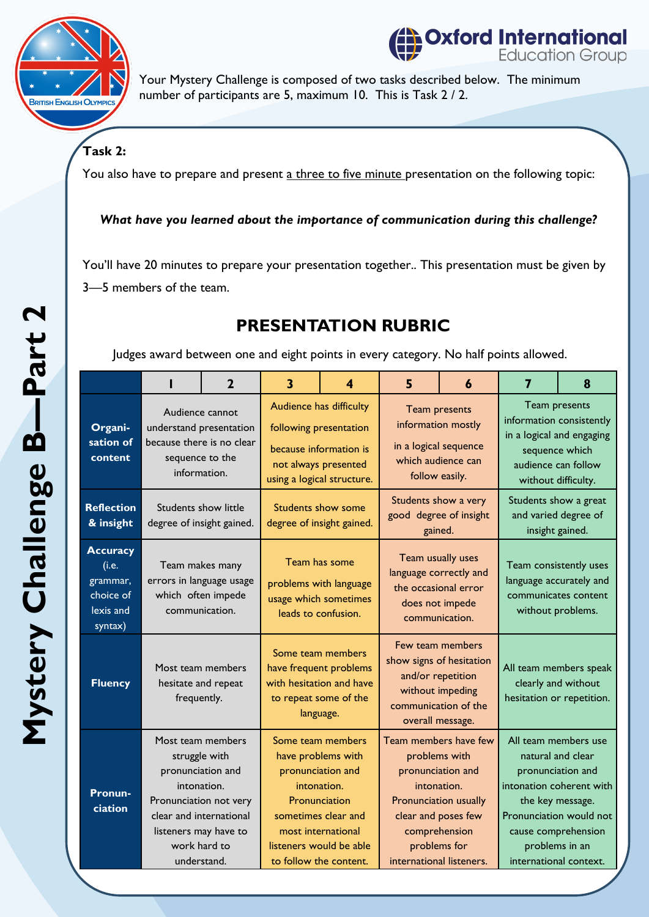Your Mystery Challenge is composed of two tasks described below. The minimum number of participants are 5, maximum 10. This is Task 2 / 2.

**Task 2:**

You also have to prepare and present a three to five minute presentation on the following topic:

***What have you learned about the importance of communication during this challenge?***

You'll have 20 minutes to prepare your presentation together.. This presentation must be given by 3—5 members of the team.

## PRESENTATION RUBRIC

Judges award between one and eight points in every category. No half points allowed.

| | 1 | 2 | 3 | 4 | 5 | 6 | 7 | 8 |
|---|---|---|---|---|---|---|---|---|
| **Organi-sation of content** | Audience cannot understand presentation because there is no clear sequence to the information. | | Audience has difficulty following presentation because information is not always presented using a logical structure. | | Team presents information mostly in a logical sequence which audience can follow easily. | | Team presents information consistently in a logical and engaging sequence which audience can follow without difficulty. | |
| **Reflection & insight** | Students show little degree of insight gained. | | Students show some degree of insight gained. | | Students show a very good degree of insight gained. | | Students show a great and varied degree of insight gained. | |
| **Accuracy** (i.e. grammar, choice of lexis and syntax) | Team makes many errors in language usage which often impede communication. | | Team has some problems with language usage which sometimes leads to confusion. | | Team usually uses language correctly and the occasional error does not impede communication. | | Team consistently uses language accurately and communicates content without problems. | |
| **Fluency** | Most team members hesitate and repeat frequently. | | Some team members have frequent problems with hesitation and have to repeat some of the language. | | Few team members show signs of hesitation and/or repetition without impeding communication of the overall message. | | All team members speak clearly and without hesitation or repetition. | |
| **Pronun-ciation** | Most team members struggle with pronunciation and intonation. Pronunciation not very clear and international listeners may have to work hard to understand. | | Some team members have problems with pronunciation and intonation. Pronunciation sometimes clear and most international listeners would be able to follow the content. | | Team members have few problems with pronunciation and intonation. Pronunciation usually clear and poses few comprehension problems for international listeners. | | All team members use natural and clear pronunciation and intonation coherent with the key message. Pronunciation would not cause comprehension problems in an international context. | |